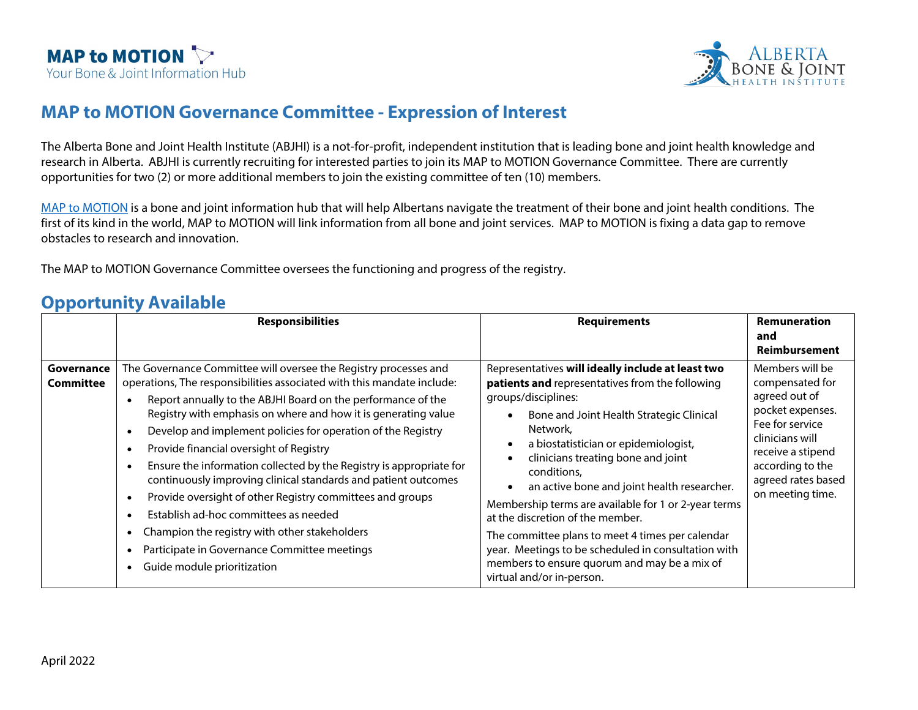MAP to MOTION
Your Bone & Joint Information Hub

Alberta Bone & Joint Health Institute

# MAP to MOTION Governance Committee - Expression of Interest

The Alberta Bone and Joint Health Institute (ABJHI) is a not-for-profit, independent institution that is leading bone and joint health knowledge and research in Alberta. ABJHI is currently recruiting for interested parties to join its MAP to MOTION Governance Committee. There are currently opportunities for two (2) or more additional members to join the existing committee of ten (10) members.

MAP to MOTION is a bone and joint information hub that will help Albertans navigate the treatment of their bone and joint health conditions. The first of its kind in the world, MAP to MOTION will link information from all bone and joint services. MAP to MOTION is fixing a data gap to remove obstacles to research and innovation.

The MAP to MOTION Governance Committee oversees the functioning and progress of the registry.

## Opportunity Available

| | Responsibilities | Requirements | Remuneration and Reimbursement |
|---|---|---|---|
| **Governance Committee** | The Governance Committee will oversee the Registry processes and operations, The responsibilities associated with this mandate include:<br>• Report annually to the ABJHI Board on the performance of the Registry with emphasis on where and how it is generating value<br>• Develop and implement policies for operation of the Registry<br>• Provide financial oversight of Registry<br>• Ensure the information collected by the Registry is appropriate for continuously improving clinical standards and patient outcomes<br>• Provide oversight of other Registry committees and groups<br>• Establish ad-hoc committees as needed<br>• Champion the registry with other stakeholders<br>• Participate in Governance Committee meetings<br>• Guide module prioritization | Representatives **will ideally include at least two patients and** representatives from the following groups/disciplines:<br>• Bone and Joint Health Strategic Clinical Network,<br>• a biostatistician or epidemiologist,<br>• clinicians treating bone and joint conditions,<br>• an active bone and joint health researcher.<br>Membership terms are available for 1 or 2-year terms at the discretion of the member.<br>The committee plans to meet 4 times per calendar year. Meetings to be scheduled in consultation with members to ensure quorum and may be a mix of virtual and/or in-person. | Members will be compensated for agreed out of pocket expenses. Fee for service clinicians will receive a stipend according to the agreed rates based on meeting time. |

April 2022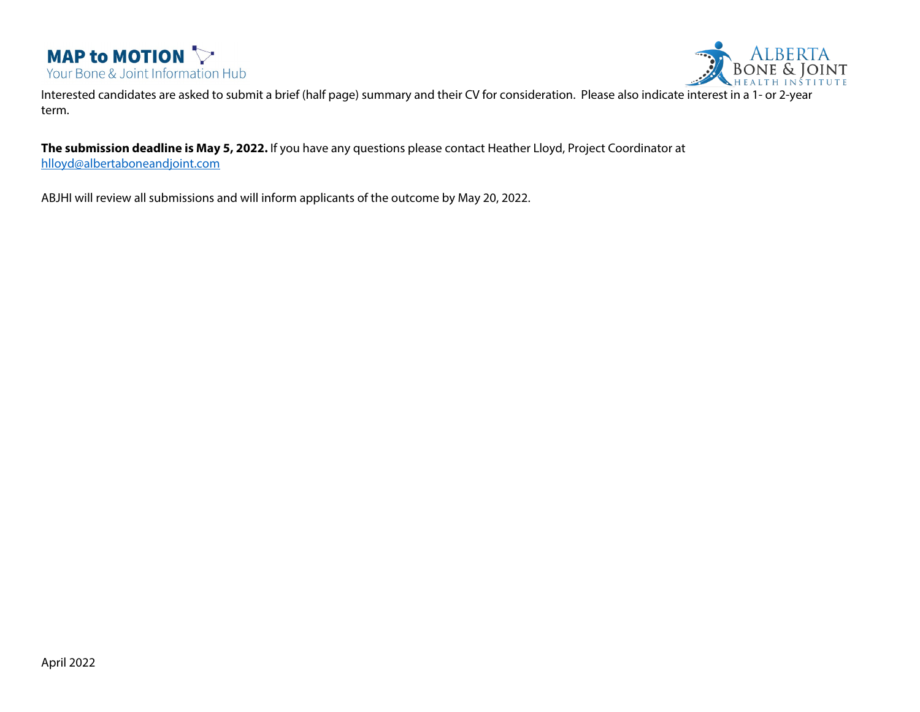Interested candidates are asked to submit a brief (half page) summary and their CV for consideration. Please also indicate interest in a 1- or 2-year term.

**The submission deadline is May 5, 2022.** If you have any questions please contact Heather Lloyd, Project Coordinator at hlloyd@albertaboneandjoint.com

ABJHI will review all submissions and will inform applicants of the outcome by May 20, 2022.

April 2022